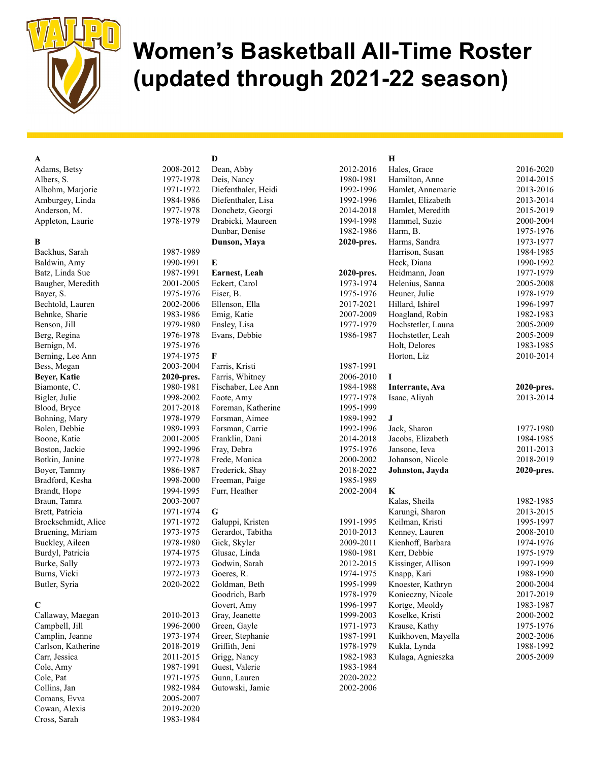# Women's Basketball All-Time Roster (updated through 2021-22 season)

### A

| Name | Years |
|---|---|
| Adams, Betsy | 2008-2012 |
| Albers, S. | 1977-1978 |
| Albohm, Marjorie | 1971-1972 |
| Amburgey, Linda | 1984-1986 |
| Anderson, M. | 1977-1978 |
| Appleton, Laurie | 1978-1979 |

### B

| Name | Years |
|---|---|
| Backhus, Sarah | 1987-1989 |
| Baldwin, Amy | 1990-1991 |
| Batz, Linda Sue | 1987-1991 |
| Baugher, Meredith | 2001-2005 |
| Bayer, S. | 1975-1976 |
| Bechtold, Lauren | 2002-2006 |
| Behnke, Sharie | 1983-1986 |
| Benson, Jill | 1979-1980 |
| Berg, Regina | 1976-1978 |
| Bernign, M. | 1975-1976 |
| Berning, Lee Ann | 1974-1975 |
| Bess, Megan | 2003-2004 |
| **Beyer, Katie** | **2020-pres.** |
| Biamonte, C. | 1980-1981 |
| Bigler, Julie | 1998-2002 |
| Blood, Bryce | 2017-2018 |
| Bohning, Mary | 1978-1979 |
| Bolen, Debbie | 1989-1993 |
| Boone, Katie | 2001-2005 |
| Boston, Jackie | 1992-1996 |
| Botkin, Janine | 1977-1978 |
| Boyer, Tammy | 1986-1987 |
| Bradford, Kesha | 1998-2000 |
| Brandt, Hope | 1994-1995 |
| Braun, Tamra | 2003-2007 |
| Brett, Patricia | 1971-1974 |
| Brockschmidt, Alice | 1971-1972 |
| Bruening, Miriam | 1973-1975 |
| Buckley, Aileen | 1978-1980 |
| Burdyl, Patricia | 1974-1975 |
| Burke, Sally | 1972-1973 |
| Burns, Vicki | 1972-1973 |
| Butler, Syria | 2020-2022 |

### C

| Name | Years |
|---|---|
| Callaway, Maegan | 2010-2013 |
| Campbell, Jill | 1996-2000 |
| Camplin, Jeanne | 1973-1974 |
| Carlson, Katherine | 2018-2019 |
| Carr, Jessica | 2011-2015 |
| Cole, Amy | 1987-1991 |
| Cole, Pat | 1971-1975 |
| Collins, Jan | 1982-1984 |
| Comans, Evva | 2005-2007 |
| Cowan, Alexis | 2019-2020 |
| Cross, Sarah | 1983-1984 |

### D

| Name | Years |
|---|---|
| Dean, Abby | 2012-2016 |
| Deis, Nancy | 1980-1981 |
| Diefenthaler, Heidi | 1992-1996 |
| Diefenthaler, Lisa | 1992-1996 |
| Donchetz, Georgi | 2014-2018 |
| Drabicki, Maureen | 1994-1998 |
| Dunbar, Denise | 1982-1986 |
| **Dunson, Maya** | **2020-pres.** |

### E

| Name | Years |
|---|---|
| **Earnest, Leah** | **2020-pres.** |
| Eckert, Carol | 1973-1974 |
| Eiser, B. | 1975-1976 |
| Ellenson, Ella | 2017-2021 |
| Emig, Katie | 2007-2009 |
| Ensley, Lisa | 1977-1979 |
| Evans, Debbie | 1986-1987 |

### F

| Name | Years |
|---|---|
| Farris, Kristi | 1987-1991 |
| Farris, Whitney | 2006-2010 |
| Fischaber, Lee Ann | 1984-1988 |
| Foote, Amy | 1977-1978 |
| Foreman, Katherine | 1995-1999 |
| Forsman, Aimee | 1989-1992 |
| Forsman, Carrie | 1992-1996 |
| Franklin, Dani | 2014-2018 |
| Fray, Debra | 1975-1976 |
| Frede, Monica | 2000-2002 |
| Frederick, Shay | 2018-2022 |
| Freeman, Paige | 1985-1989 |
| Furr, Heather | 2002-2004 |

### G

| Name | Years |
|---|---|
| Galuppi, Kristen | 1991-1995 |
| Gerardot, Tabitha | 2010-2013 |
| Gick, Skyler | 2009-2011 |
| Glusac, Linda | 1980-1981 |
| Godwin, Sarah | 2012-2015 |
| Goeres, R. | 1974-1975 |
| Goldman, Beth | 1995-1999 |
| Goodrich, Barb | 1978-1979 |
| Govert, Amy | 1996-1997 |
| Gray, Jeanette | 1999-2003 |
| Green, Gayle | 1971-1973 |
| Greer, Stephanie | 1987-1991 |
| Griffith, Jeni | 1978-1979 |
| Grigg, Nancy | 1982-1983 |
| Guest, Valerie | 1983-1984 |
| Gunn, Lauren | 2020-2022 |
| Gutowski, Jamie | 2002-2006 |

### H

| Name | Years |
|---|---|
| Hales, Grace | 2016-2020 |
| Hamilton, Anne | 2014-2015 |
| Hamlet, Annemarie | 2013-2016 |
| Hamlet, Elizabeth | 2013-2014 |
| Hamlet, Meredith | 2015-2019 |
| Hammel, Suzie | 2000-2004 |
| Harm, B. | 1975-1976 |
| Harms, Sandra | 1973-1977 |
| Harrison, Susan | 1984-1985 |
| Heck, Diana | 1990-1992 |
| Heidmann, Joan | 1977-1979 |
| Helenius, Sanna | 2005-2008 |
| Heuner, Julie | 1978-1979 |
| Hillard, Ishirel | 1996-1997 |
| Hoagland, Robin | 1982-1983 |
| Hochstetler, Launa | 2005-2009 |
| Hochstetler, Leah | 2005-2009 |
| Holt, Delores | 1983-1985 |
| Horton, Liz | 2010-2014 |

### I

| Name | Years |
|---|---|
| **Interrante, Ava** | **2020-pres.** |
| Isaac, Aliyah | 2013-2014 |

### J

| Name | Years |
|---|---|
| Jack, Sharon | 1977-1980 |
| Jacobs, Elizabeth | 1984-1985 |
| Jansone, Ieva | 2011-2013 |
| Johanson, Nicole | 2018-2019 |
| **Johnston, Jayda** | **2020-pres.** |

### K

| Name | Years |
|---|---|
| Kalas, Sheila | 1982-1985 |
| Karungi, Sharon | 2013-2015 |
| Keilman, Kristi | 1995-1997 |
| Kenney, Lauren | 2008-2010 |
| Kienhoff, Barbara | 1974-1976 |
| Kerr, Debbie | 1975-1979 |
| Kissinger, Allison | 1997-1999 |
| Knapp, Kari | 1988-1990 |
| Knoester, Kathryn | 2000-2004 |
| Konieczny, Nicole | 2017-2019 |
| Kortge, Meoldy | 1983-1987 |
| Koselke, Kristi | 2000-2002 |
| Krause, Kathy | 1975-1976 |
| Kuikhoven, Mayella | 2002-2006 |
| Kukla, Lynda | 1988-1992 |
| Kulaga, Agnieszka | 2005-2009 |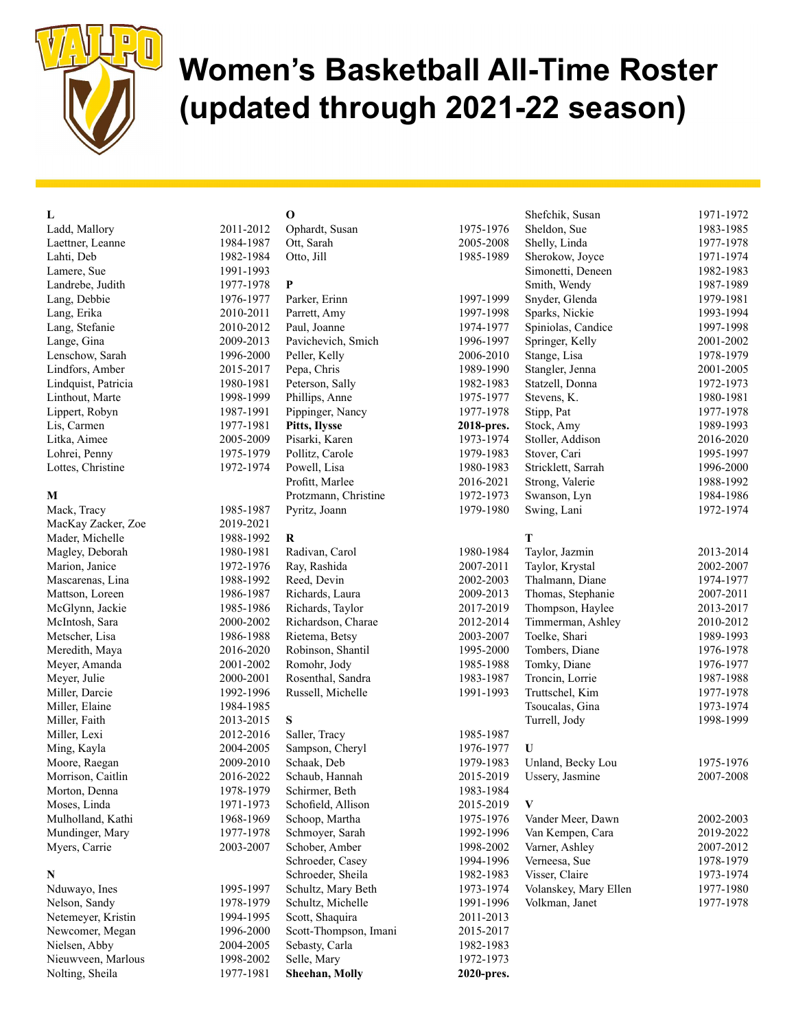# Women's Basketball All-Time Roster (updated through 2021-22 season)

**L**

| Name | Years |
|---|---|
| Ladd, Mallory | 2011-2012 |
| Laettner, Leanne | 1984-1987 |
| Lahti, Deb | 1982-1984 |
| Lamere, Sue | 1991-1993 |
| Landrebe, Judith | 1977-1978 |
| Lang, Debbie | 1976-1977 |
| Lang, Erika | 2010-2011 |
| Lang, Stefanie | 2010-2012 |
| Lange, Gina | 2009-2013 |
| Lenschow, Sarah | 1996-2000 |
| Lindfors, Amber | 2015-2017 |
| Lindquist, Patricia | 1980-1981 |
| Linthout, Marte | 1998-1999 |
| Lippert, Robyn | 1987-1991 |
| Lis, Carmen | 1977-1981 |
| Litka, Aimee | 2005-2009 |
| Lohrei, Penny | 1975-1979 |
| Lottes, Christine | 1972-1974 |

**M**

| Name | Years |
|---|---|
| Mack, Tracy | 1985-1987 |
| MacKay Zacker, Zoe | 2019-2021 |
| Mader, Michelle | 1988-1992 |
| Magley, Deborah | 1980-1981 |
| Marion, Janice | 1972-1976 |
| Mascarenas, Lina | 1988-1992 |
| Mattson, Loreen | 1986-1987 |
| McGlynn, Jackie | 1985-1986 |
| McIntosh, Sara | 2000-2002 |
| Metscher, Lisa | 1986-1988 |
| Meredith, Maya | 2016-2020 |
| Meyer, Amanda | 2001-2002 |
| Meyer, Julie | 2000-2001 |
| Miller, Darcie | 1992-1996 |
| Miller, Elaine | 1984-1985 |
| Miller, Faith | 2013-2015 |
| Miller, Lexi | 2012-2016 |
| Ming, Kayla | 2004-2005 |
| Moore, Raegan | 2009-2010 |
| Morrison, Caitlin | 2016-2022 |
| Morton, Denna | 1978-1979 |
| Moses, Linda | 1971-1973 |
| Mulholland, Kathi | 1968-1969 |
| Mundinger, Mary | 1977-1978 |
| Myers, Carrie | 2003-2007 |

**N**

| Name | Years |
|---|---|
| Nduwayo, Ines | 1995-1997 |
| Nelson, Sandy | 1978-1979 |
| Netemeyer, Kristin | 1994-1995 |
| Newcomer, Megan | 1996-2000 |
| Nielsen, Abby | 2004-2005 |
| Nieuwveen, Marlous | 1998-2002 |
| Nolting, Sheila | 1977-1981 |

**O**

| Name | Years |
|---|---|
| Ophardt, Susan | 1975-1976 |
| Ott, Sarah | 2005-2008 |
| Otto, Jill | 1985-1989 |

**P**

| Name | Years |
|---|---|
| Parker, Erinn | 1997-1999 |
| Parrett, Amy | 1997-1998 |
| Paul, Joanne | 1974-1977 |
| Pavichevich, Smich | 1996-1997 |
| Peller, Kelly | 2006-2010 |
| Pepa, Chris | 1989-1990 |
| Peterson, Sally | 1982-1983 |
| Phillips, Anne | 1975-1977 |
| Pippinger, Nancy | 1977-1978 |
| **Pitts, Ilysse** | **2018-pres.** |
| Pisarki, Karen | 1973-1974 |
| Pollitz, Carole | 1979-1983 |
| Powell, Lisa | 1980-1983 |
| Profitt, Marlee | 2016-2021 |
| Protzmann, Christine | 1972-1973 |
| Pyritz, Joann | 1979-1980 |

**R**

| Name | Years |
|---|---|
| Radivan, Carol | 1980-1984 |
| Ray, Rashida | 2007-2011 |
| Reed, Devin | 2002-2003 |
| Richards, Laura | 2009-2013 |
| Richards, Taylor | 2017-2019 |
| Richardson, Charae | 2012-2014 |
| Rietema, Betsy | 2003-2007 |
| Robinson, Shantil | 1995-2000 |
| Romohr, Jody | 1985-1988 |
| Rosenthal, Sandra | 1983-1987 |
| Russell, Michelle | 1991-1993 |

**S**

| Name | Years |
|---|---|
| Saller, Tracy | 1985-1987 |
| Sampson, Cheryl | 1976-1977 |
| Schaak, Deb | 1979-1983 |
| Schaub, Hannah | 2015-2019 |
| Schirmer, Beth | 1983-1984 |
| Schofield, Allison | 2015-2019 |
| Schoop, Martha | 1975-1976 |
| Schmoyer, Sarah | 1992-1996 |
| Schober, Amber | 1998-2002 |
| Schroeder, Casey | 1994-1996 |
| Schroeder, Sheila | 1982-1983 |
| Schultz, Mary Beth | 1973-1974 |
| Schultz, Michelle | 1991-1996 |
| Scott, Shaquira | 2011-2013 |
| Scott-Thompson, Imani | 2015-2017 |
| Sebasty, Carla | 1982-1983 |
| Selle, Mary | 1972-1973 |
| **Sheehan, Molly** | **2020-pres.** |
| Shefchik, Susan | 1971-1972 |
| Sheldon, Sue | 1983-1985 |
| Shelly, Linda | 1977-1978 |
| Sherokow, Joyce | 1971-1974 |
| Simonetti, Deneen | 1982-1983 |
| Smith, Wendy | 1987-1989 |
| Snyder, Glenda | 1979-1981 |
| Sparks, Nickie | 1993-1994 |
| Spiniolas, Candice | 1997-1998 |
| Springer, Kelly | 2001-2002 |
| Stange, Lisa | 1978-1979 |
| Stangler, Jenna | 2001-2005 |
| Statzell, Donna | 1972-1973 |
| Stevens, K. | 1980-1981 |
| Stipp, Pat | 1977-1978 |
| Stock, Amy | 1989-1993 |
| Stoller, Addison | 2016-2020 |
| Stover, Cari | 1995-1997 |
| Stricklett, Sarrah | 1996-2000 |
| Strong, Valerie | 1988-1992 |
| Swanson, Lyn | 1984-1986 |
| Swing, Lani | 1972-1974 |

**T**

| Name | Years |
|---|---|
| Taylor, Jazmin | 2013-2014 |
| Taylor, Krystal | 2002-2007 |
| Thalmann, Diane | 1974-1977 |
| Thomas, Stephanie | 2007-2011 |
| Thompson, Haylee | 2013-2017 |
| Timmerman, Ashley | 2010-2012 |
| Toelke, Shari | 1989-1993 |
| Tombers, Diane | 1976-1978 |
| Tomky, Diane | 1976-1977 |
| Troncin, Lorrie | 1987-1988 |
| Truttschel, Kim | 1977-1978 |
| Tsoucalas, Gina | 1973-1974 |
| Turrell, Jody | 1998-1999 |

**U**

| Name | Years |
|---|---|
| Unland, Becky Lou | 1975-1976 |
| Ussery, Jasmine | 2007-2008 |

**V**

| Name | Years |
|---|---|
| Vander Meer, Dawn | 2002-2003 |
| Van Kempen, Cara | 2019-2022 |
| Varner, Ashley | 2007-2012 |
| Verneesa, Sue | 1978-1979 |
| Visser, Claire | 1973-1974 |
| Volanskey, Mary Ellen | 1977-1980 |
| Volkman, Janet | 1977-1978 |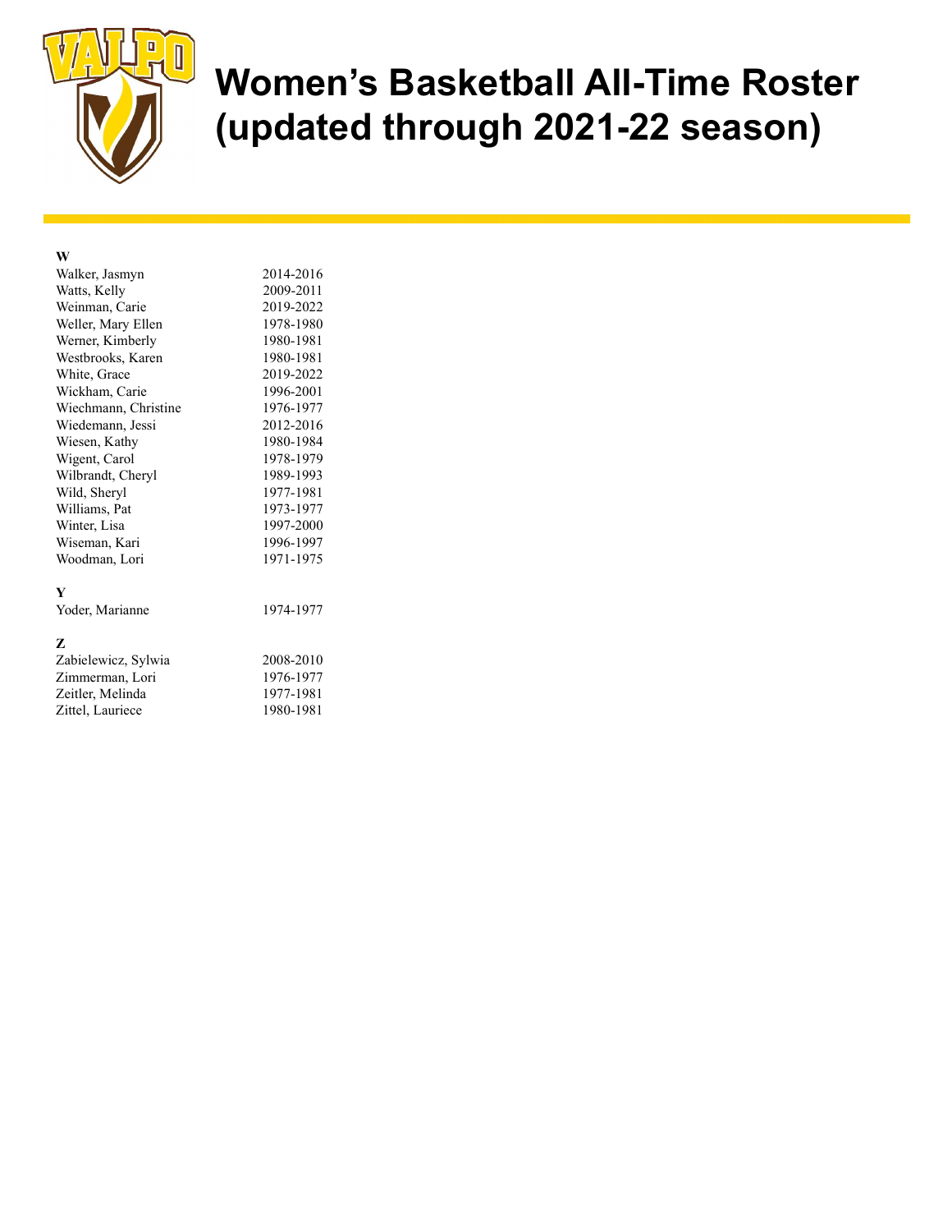# Women's Basketball All-Time Roster (updated through 2021-22 season)

**W**

| | |
|---|---|
| Walker, Jasmyn | 2014-2016 |
| Watts, Kelly | 2009-2011 |
| Weinman, Carie | 2019-2022 |
| Weller, Mary Ellen | 1978-1980 |
| Werner, Kimberly | 1980-1981 |
| Westbrooks, Karen | 1980-1981 |
| White, Grace | 2019-2022 |
| Wickham, Carie | 1996-2001 |
| Wiechmann, Christine | 1976-1977 |
| Wiedemann, Jessi | 2012-2016 |
| Wiesen, Kathy | 1980-1984 |
| Wigent, Carol | 1978-1979 |
| Wilbrandt, Cheryl | 1989-1993 |
| Wild, Sheryl | 1977-1981 |
| Williams, Pat | 1973-1977 |
| Winter, Lisa | 1997-2000 |
| Wiseman, Kari | 1996-1997 |
| Woodman, Lori | 1971-1975 |

**Y**

| | |
|---|---|
| Yoder, Marianne | 1974-1977 |

**Z**

| | |
|---|---|
| Zabielewicz, Sylwia | 2008-2010 |
| Zimmerman, Lori | 1976-1977 |
| Zeitler, Melinda | 1977-1981 |
| Zittel, Lauriece | 1980-1981 |